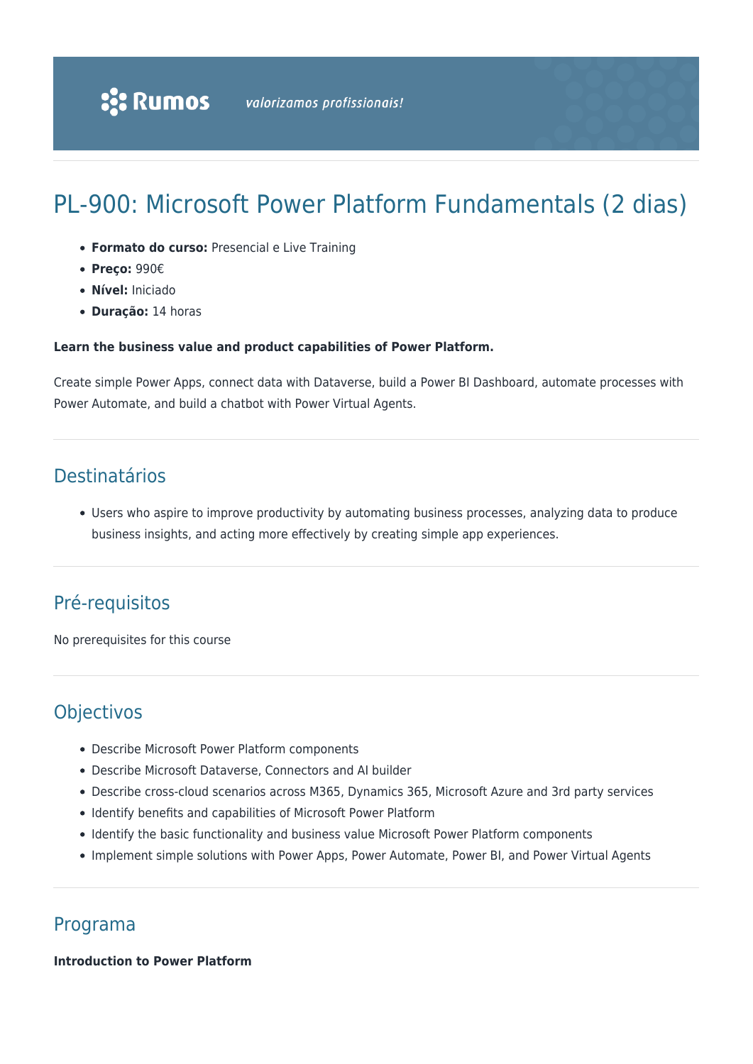# PL-900: Microsoft Power Platform Fundamentals (2 dias)

- **Formato do curso:** Presencial e Live Training
- **Preço:** 990€
- **Nível:** Iniciado
- **Duração:** 14 horas

**Learn the business value and product capabilities of Power Platform.**

Create simple Power Apps, connect data with Dataverse, build a Power BI Dashboard, automate processes with Power Automate, and build a chatbot with Power Virtual Agents.

## Destinatários

- Users who aspire to improve productivity by automating business processes, analyzing data to produce business insights, and acting more effectively by creating simple app experiences.

## Pré-requisitos

No prerequisites for this course

## Objectivos

- Describe Microsoft Power Platform components
- Describe Microsoft Dataverse, Connectors and AI builder
- Describe cross-cloud scenarios across M365, Dynamics 365, Microsoft Azure and 3rd party services
- Identify benefits and capabilities of Microsoft Power Platform
- Identify the basic functionality and business value Microsoft Power Platform components
- Implement simple solutions with Power Apps, Power Automate, Power BI, and Power Virtual Agents

## Programa

**Introduction to Power Platform**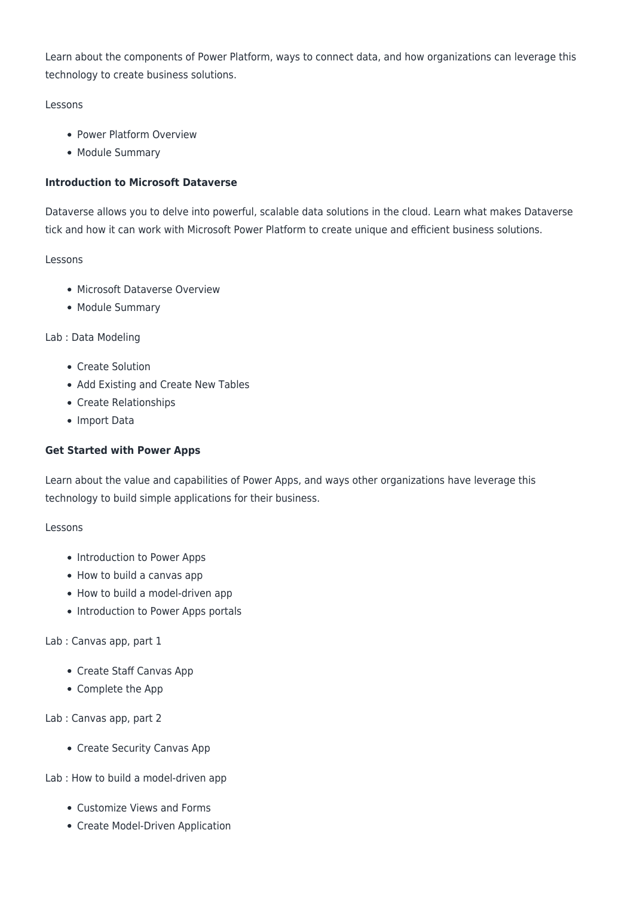Learn about the components of Power Platform, ways to connect data, and how organizations can leverage this technology to create business solutions.

Lessons

- Power Platform Overview
- Module Summary

**Introduction to Microsoft Dataverse**

Dataverse allows you to delve into powerful, scalable data solutions in the cloud. Learn what makes Dataverse tick and how it can work with Microsoft Power Platform to create unique and efficient business solutions.

Lessons

- Microsoft Dataverse Overview
- Module Summary

Lab : Data Modeling

- Create Solution
- Add Existing and Create New Tables
- Create Relationships
- Import Data

**Get Started with Power Apps**

Learn about the value and capabilities of Power Apps, and ways other organizations have leverage this technology to build simple applications for their business.

Lessons

- Introduction to Power Apps
- How to build a canvas app
- How to build a model-driven app
- Introduction to Power Apps portals

Lab : Canvas app, part 1

- Create Staff Canvas App
- Complete the App

Lab : Canvas app, part 2

- Create Security Canvas App

Lab : How to build a model-driven app

- Customize Views and Forms
- Create Model-Driven Application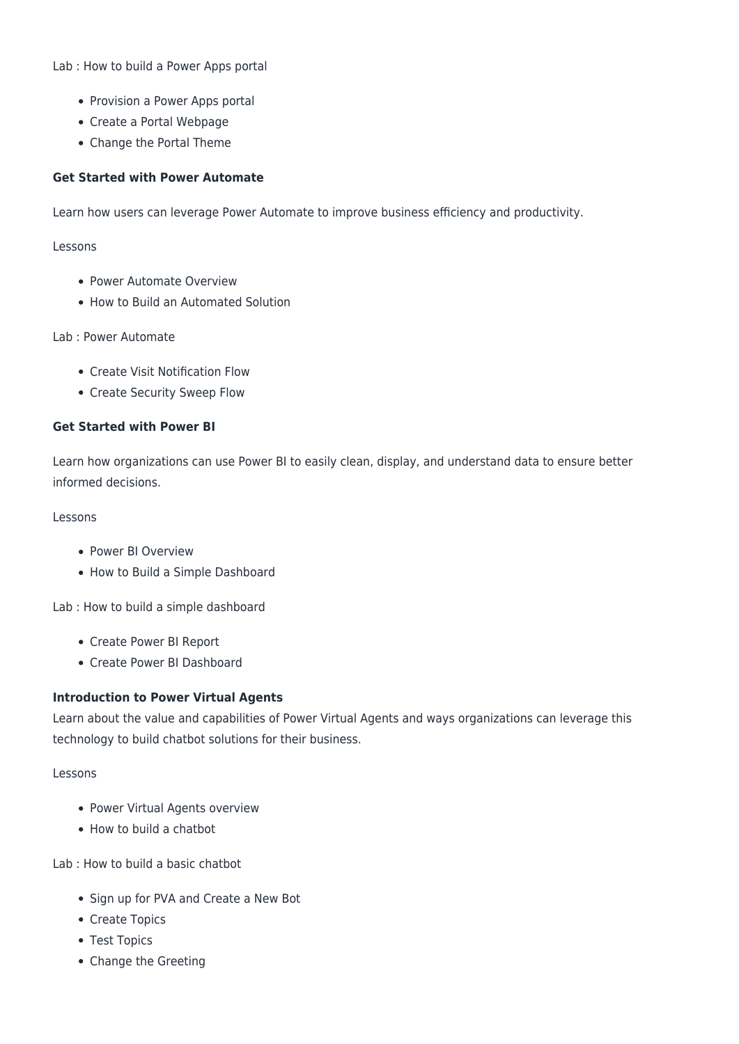Lab : How to build a Power Apps portal

- Provision a Power Apps portal
- Create a Portal Webpage
- Change the Portal Theme

**Get Started with Power Automate**

Learn how users can leverage Power Automate to improve business efficiency and productivity.

Lessons

- Power Automate Overview
- How to Build an Automated Solution

Lab : Power Automate

- Create Visit Notification Flow
- Create Security Sweep Flow

**Get Started with Power BI**

Learn how organizations can use Power BI to easily clean, display, and understand data to ensure better informed decisions.

Lessons

- Power BI Overview
- How to Build a Simple Dashboard

Lab : How to build a simple dashboard

- Create Power BI Report
- Create Power BI Dashboard

**Introduction to Power Virtual Agents**

Learn about the value and capabilities of Power Virtual Agents and ways organizations can leverage this technology to build chatbot solutions for their business.

Lessons

- Power Virtual Agents overview
- How to build a chatbot

Lab : How to build a basic chatbot

- Sign up for PVA and Create a New Bot
- Create Topics
- Test Topics
- Change the Greeting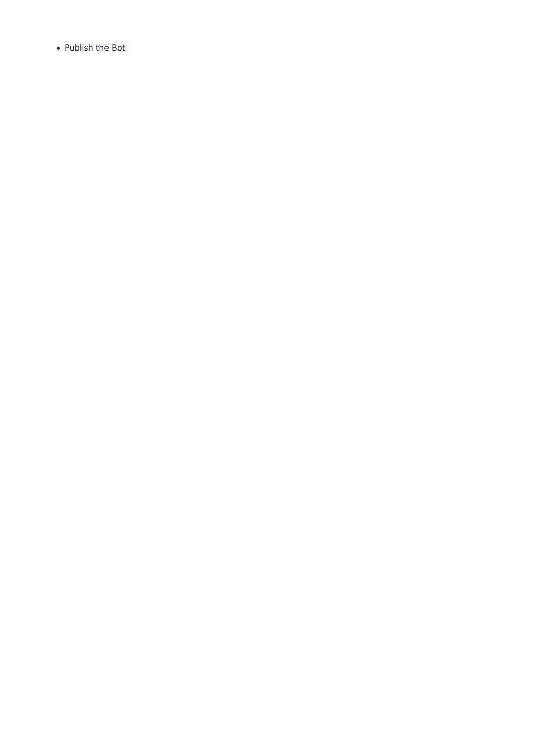- Publish the Bot